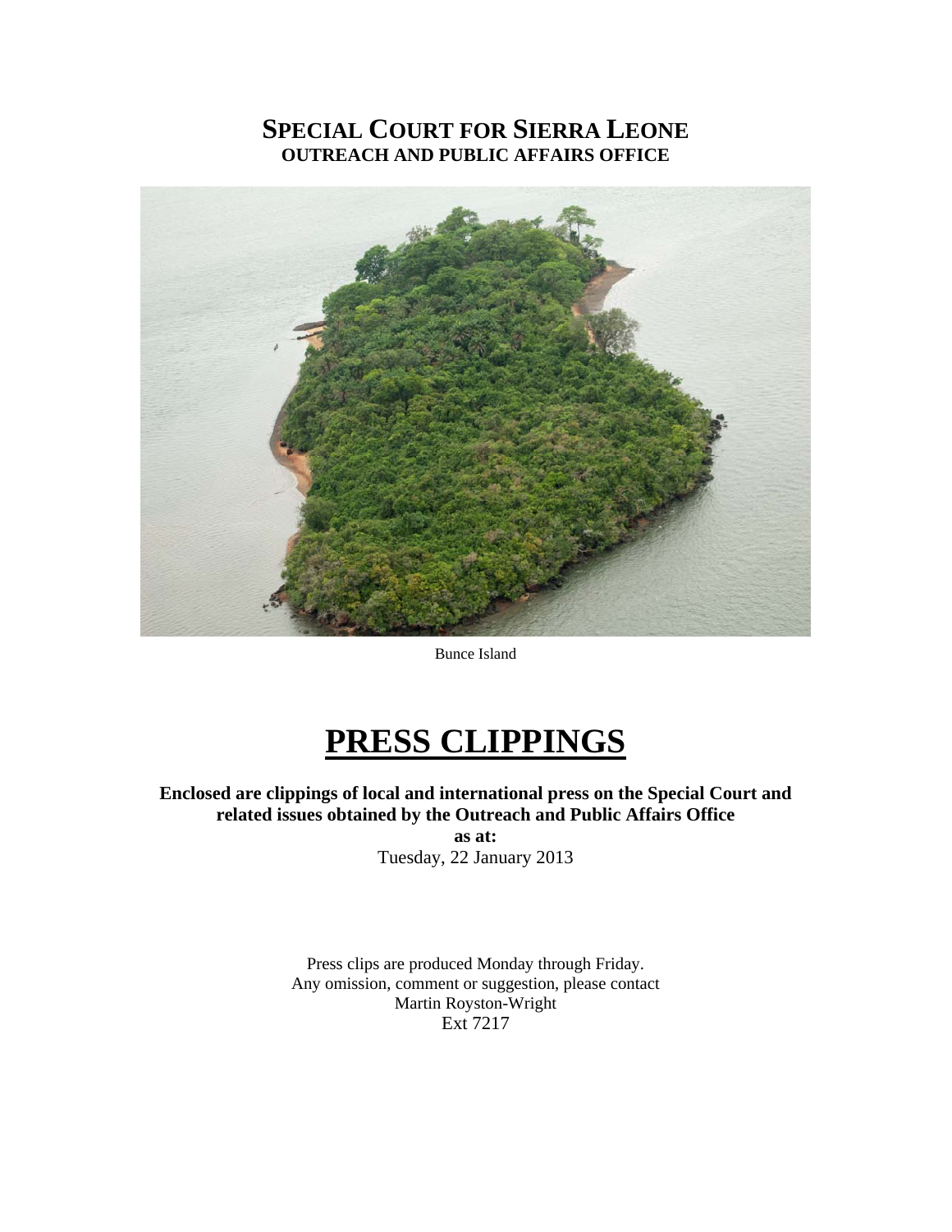# SPECIAL COURT FOR SIERRA LEONE

**OUTREACH AND PUBLIC AFFAIRS OFFICE**

Bunce Island

# PRESS CLIPPINGS

**Enclosed are clippings of local and international press on the Special Court and related issues obtained by the Outreach and Public Affairs Office**

**as at:**

Tuesday, 22 January 2013

Press clips are produced Monday through Friday.
Any omission, comment or suggestion, please contact
Martin Royston-Wright
Ext 7217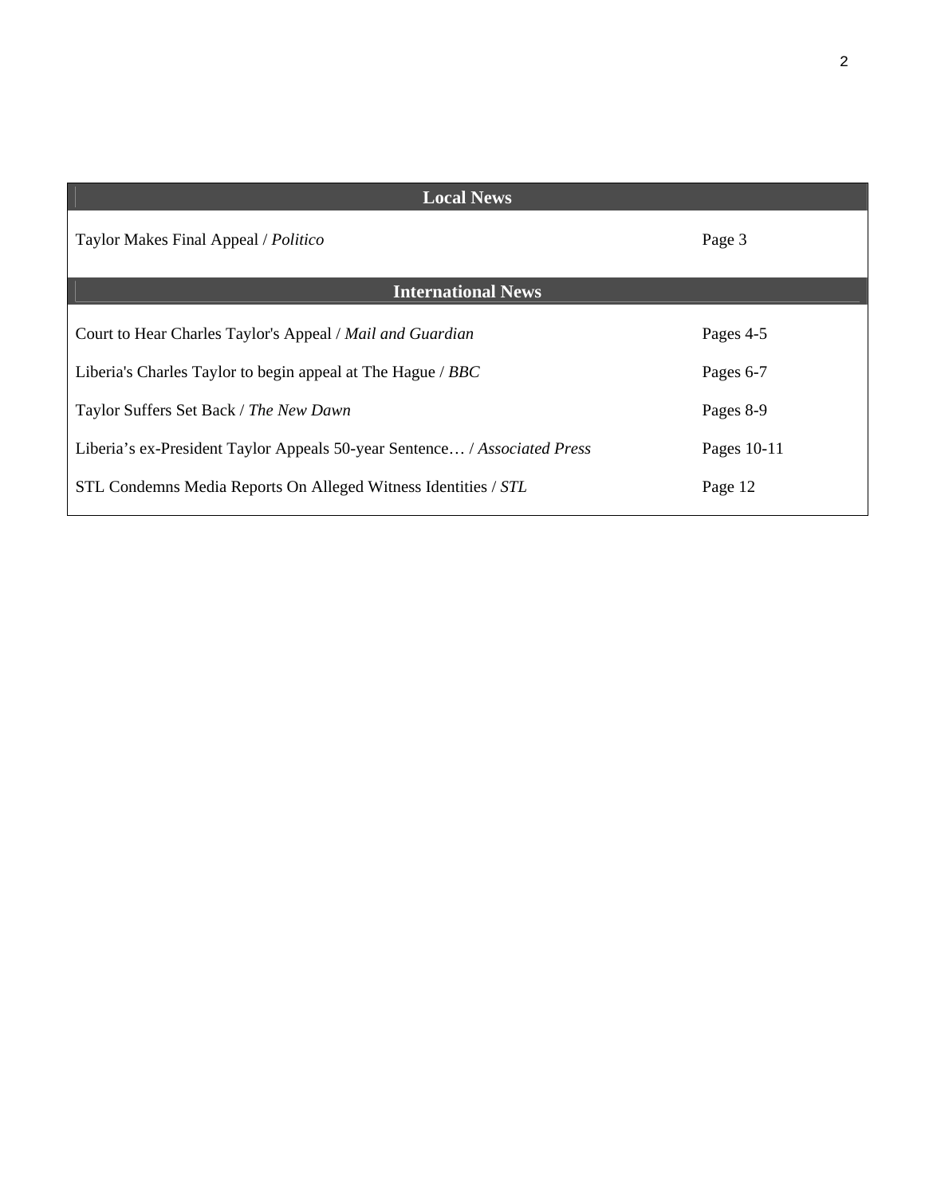| Local News | |
|---|---|
| Taylor Makes Final Appeal / *Politico* | Page 3 |
| **International News** | |
| Court to Hear Charles Taylor's Appeal / *Mail and Guardian* | Pages 4-5 |
| Liberia's Charles Taylor to begin appeal at The Hague / *BBC* | Pages 6-7 |
| Taylor Suffers Set Back / *The New Dawn* | Pages 8-9 |
| Liberia's ex-President Taylor Appeals 50-year Sentence… / *Associated Press* | Pages 10-11 |
| STL Condemns Media Reports On Alleged Witness Identities / *STL* | Page 12 |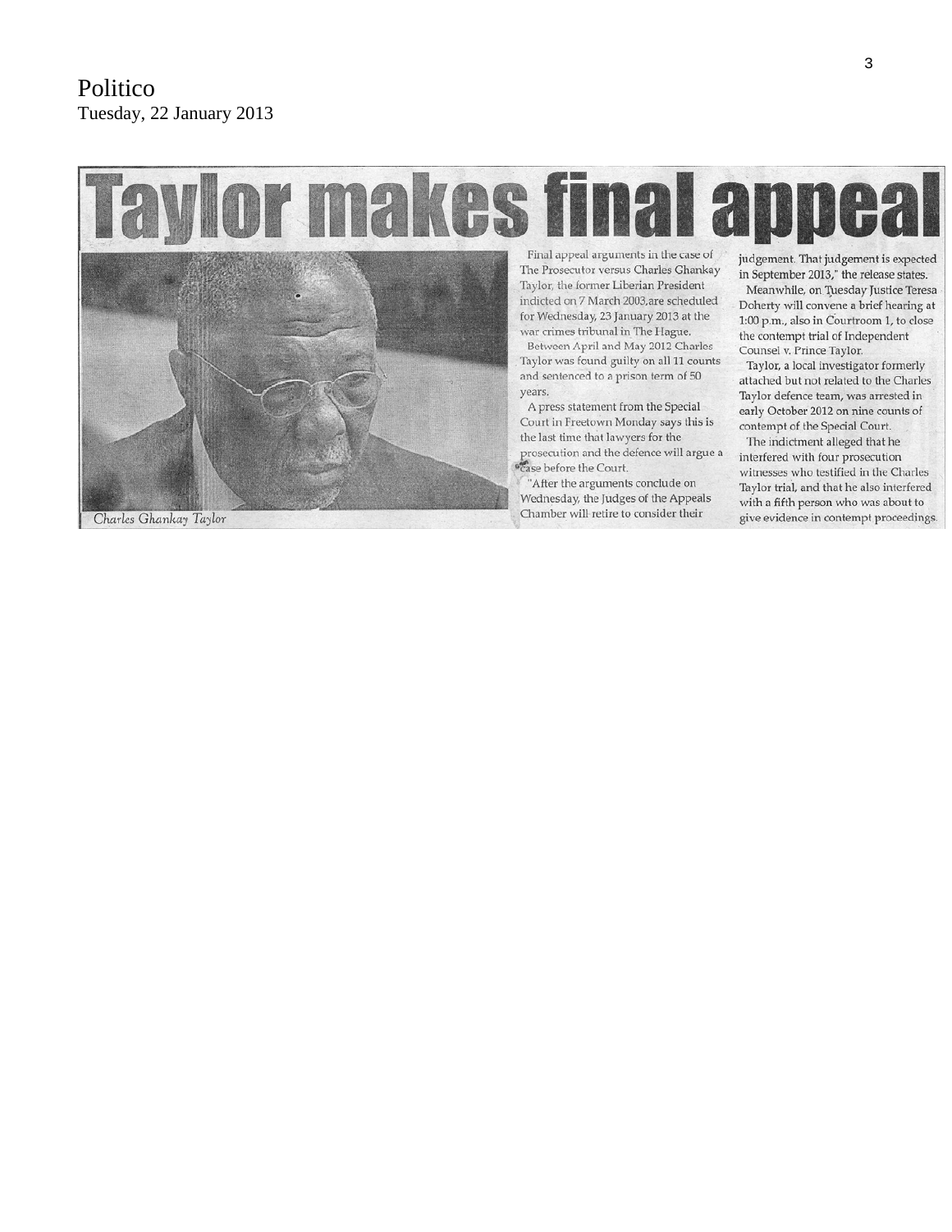Politico
Tuesday, 22 January 2013

# Taylor makes final appeal

Charles Ghankay Taylor

Final appeal arguments in the case of The Prosecutor versus Charles Ghankay Taylor, the former Liberian President indicted on 7 March 2003,are scheduled for Wednesday, 23 January 2013 at the war crimes tribunal in The Hague.

Between April and May 2012 Charles Taylor was found guilty on all 11 counts and sentenced to a prison term of 50 years.

A press statement from the Special Court in Freetown Monday says this is the last time that lawyers for the prosecution and the defence will argue a case before the Court.

"After the arguments conclude on Wednesday, the Judges of the Appeals Chamber will retire to consider their judgement. That judgement is expected in September 2013," the release states.

Meanwhile, on Tuesday Justice Teresa Doherty will convene a brief hearing at 1:00 p.m., also in Courtroom 1, to close the contempt trial of Independent Counsel v. Prince Taylor.

Taylor, a local investigator formerly attached but not related to the Charles Taylor defence team, was arrested in early October 2012 on nine counts of contempt of the Special Court.

The indictment alleged that he interfered with four prosecution witnesses who testified in the Charles Taylor trial, and that he also interfered with a fifth person who was about to give evidence in contempt proceedings.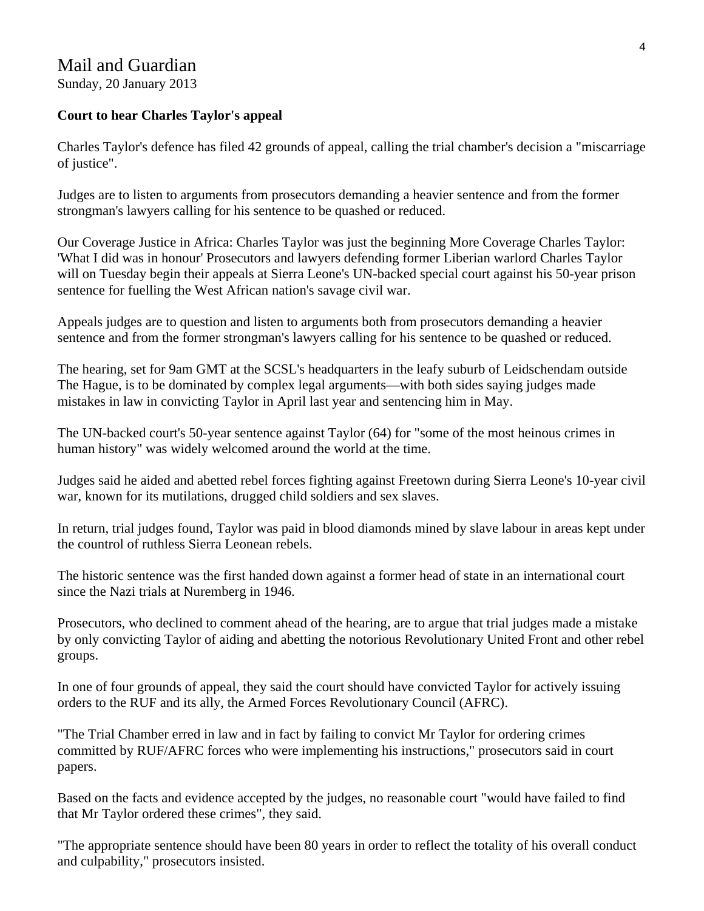# Mail and Guardian

Sunday, 20 January 2013

**Court to hear Charles Taylor's appeal**

Charles Taylor's defence has filed 42 grounds of appeal, calling the trial chamber's decision a "miscarriage of justice".

Judges are to listen to arguments from prosecutors demanding a heavier sentence and from the former strongman's lawyers calling for his sentence to be quashed or reduced.

Our Coverage Justice in Africa: Charles Taylor was just the beginning More Coverage Charles Taylor: 'What I did was in honour' Prosecutors and lawyers defending former Liberian warlord Charles Taylor will on Tuesday begin their appeals at Sierra Leone's UN-backed special court against his 50-year prison sentence for fuelling the West African nation's savage civil war.

Appeals judges are to question and listen to arguments both from prosecutors demanding a heavier sentence and from the former strongman's lawyers calling for his sentence to be quashed or reduced.

The hearing, set for 9am GMT at the SCSL's headquarters in the leafy suburb of Leidschendam outside The Hague, is to be dominated by complex legal arguments—with both sides saying judges made mistakes in law in convicting Taylor in April last year and sentencing him in May.

The UN-backed court's 50-year sentence against Taylor (64) for "some of the most heinous crimes in human history" was widely welcomed around the world at the time.

Judges said he aided and abetted rebel forces fighting against Freetown during Sierra Leone's 10-year civil war, known for its mutilations, drugged child soldiers and sex slaves.

In return, trial judges found, Taylor was paid in blood diamonds mined by slave labour in areas kept under the countrol of ruthless Sierra Leonean rebels.

The historic sentence was the first handed down against a former head of state in an international court since the Nazi trials at Nuremberg in 1946.

Prosecutors, who declined to comment ahead of the hearing, are to argue that trial judges made a mistake by only convicting Taylor of aiding and abetting the notorious Revolutionary United Front and other rebel groups.

In one of four grounds of appeal, they said the court should have convicted Taylor for actively issuing orders to the RUF and its ally, the Armed Forces Revolutionary Council (AFRC).

"The Trial Chamber erred in law and in fact by failing to convict Mr Taylor for ordering crimes committed by RUF/AFRC forces who were implementing his instructions," prosecutors said in court papers.

Based on the facts and evidence accepted by the judges, no reasonable court "would have failed to find that Mr Taylor ordered these crimes", they said.

"The appropriate sentence should have been 80 years in order to reflect the totality of his overall conduct and culpability," prosecutors insisted.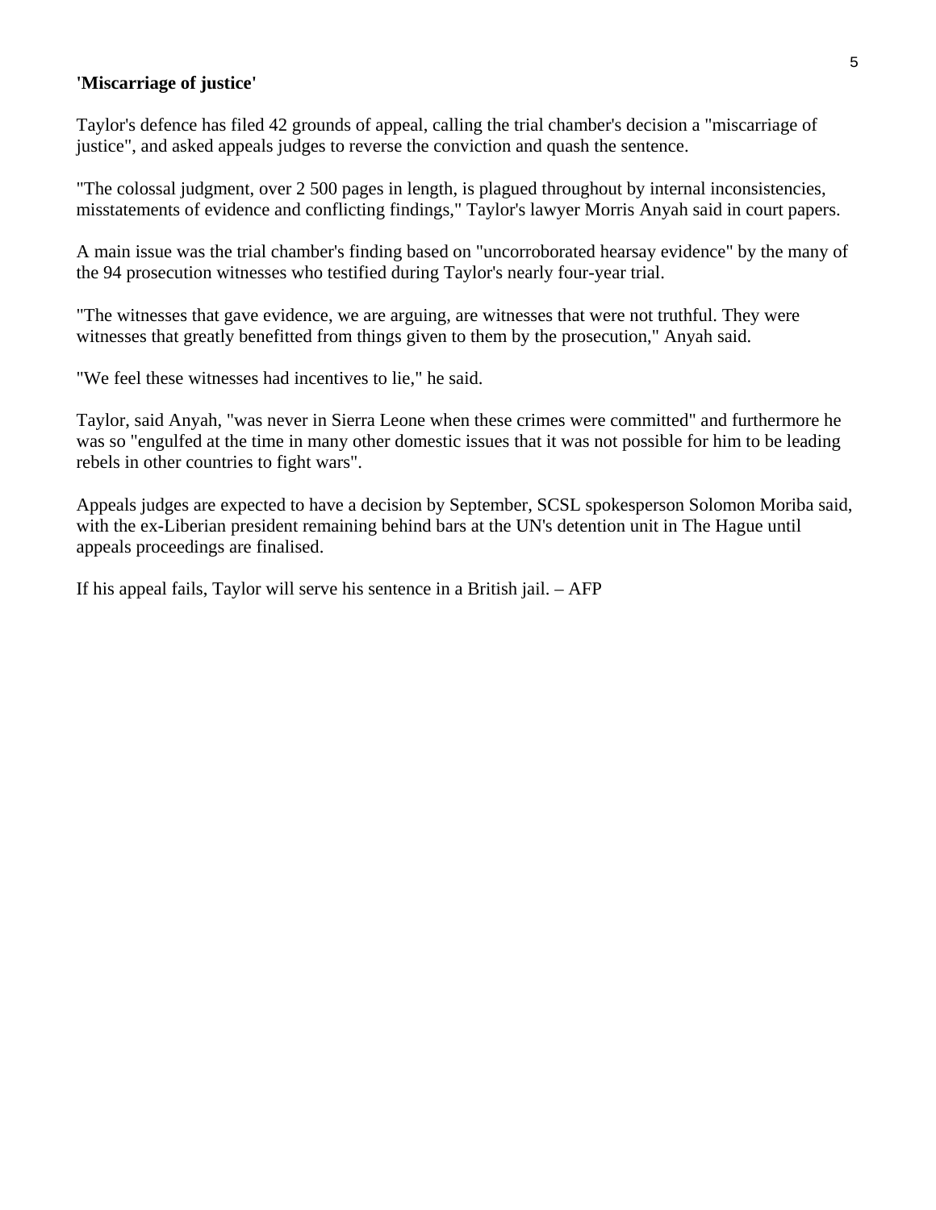**'Miscarriage of justice'**

Taylor's defence has filed 42 grounds of appeal, calling the trial chamber's decision a "miscarriage of justice", and asked appeals judges to reverse the conviction and quash the sentence.

"The colossal judgment, over 2 500 pages in length, is plagued throughout by internal inconsistencies, misstatements of evidence and conflicting findings," Taylor's lawyer Morris Anyah said in court papers.

A main issue was the trial chamber's finding based on "uncorroborated hearsay evidence" by the many of the 94 prosecution witnesses who testified during Taylor's nearly four-year trial.

"The witnesses that gave evidence, we are arguing, are witnesses that were not truthful. They were witnesses that greatly benefitted from things given to them by the prosecution," Anyah said.

"We feel these witnesses had incentives to lie," he said.

Taylor, said Anyah, "was never in Sierra Leone when these crimes were committed" and furthermore he was so "engulfed at the time in many other domestic issues that it was not possible for him to be leading rebels in other countries to fight wars".

Appeals judges are expected to have a decision by September, SCSL spokesperson Solomon Moriba said, with the ex-Liberian president remaining behind bars at the UN's detention unit in The Hague until appeals proceedings are finalised.

If his appeal fails, Taylor will serve his sentence in a British jail. – AFP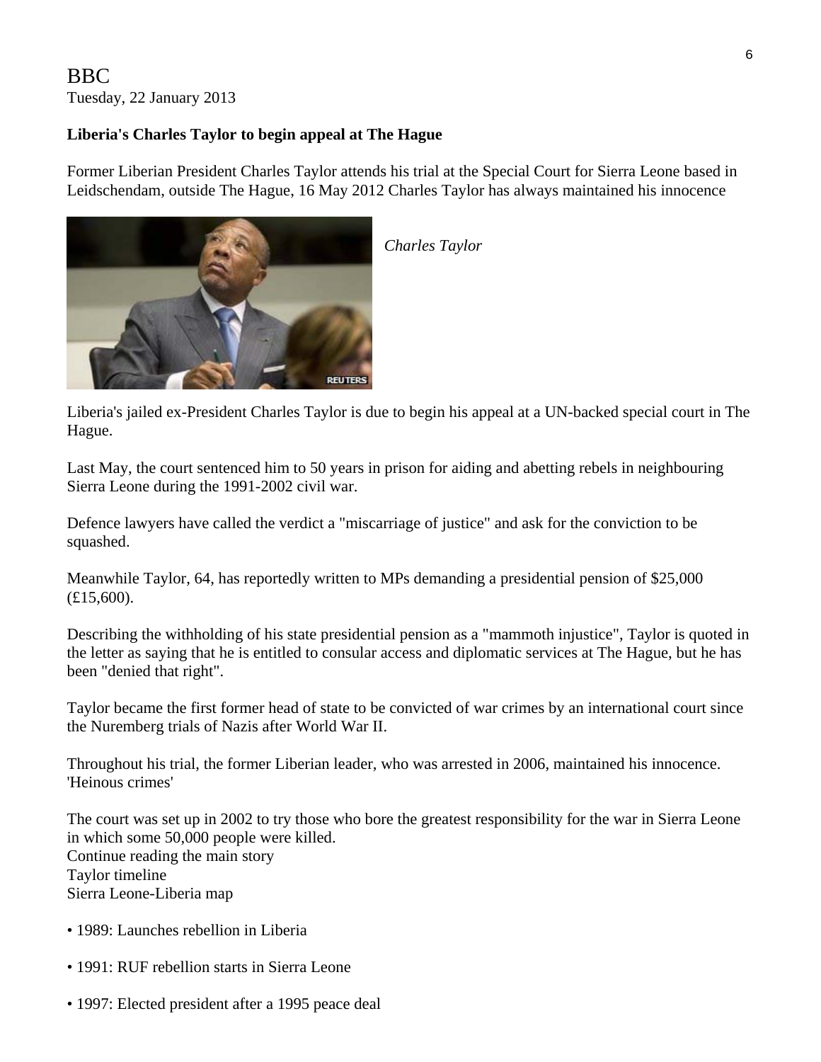BBC
Tuesday, 22 January 2013

**Liberia's Charles Taylor to begin appeal at The Hague**

Former Liberian President Charles Taylor attends his trial at the Special Court for Sierra Leone based in Leidschendam, outside The Hague, 16 May 2012 Charles Taylor has always maintained his innocence

*Charles Taylor*

Liberia's jailed ex-President Charles Taylor is due to begin his appeal at a UN-backed special court in The Hague.

Last May, the court sentenced him to 50 years in prison for aiding and abetting rebels in neighbouring Sierra Leone during the 1991-2002 civil war.

Defence lawyers have called the verdict a "miscarriage of justice" and ask for the conviction to be squashed.

Meanwhile Taylor, 64, has reportedly written to MPs demanding a presidential pension of $25,000 (£15,600).

Describing the withholding of his state presidential pension as a "mammoth injustice", Taylor is quoted in the letter as saying that he is entitled to consular access and diplomatic services at The Hague, but he has been "denied that right".

Taylor became the first former head of state to be convicted of war crimes by an international court since the Nuremberg trials of Nazis after World War II.

Throughout his trial, the former Liberian leader, who was arrested in 2006, maintained his innocence.
'Heinous crimes'

The court was set up in 2002 to try those who bore the greatest responsibility for the war in Sierra Leone in which some 50,000 people were killed.
Continue reading the main story
Taylor timeline
Sierra Leone-Liberia map

- 1989: Launches rebellion in Liberia
- 1991: RUF rebellion starts in Sierra Leone
- 1997: Elected president after a 1995 peace deal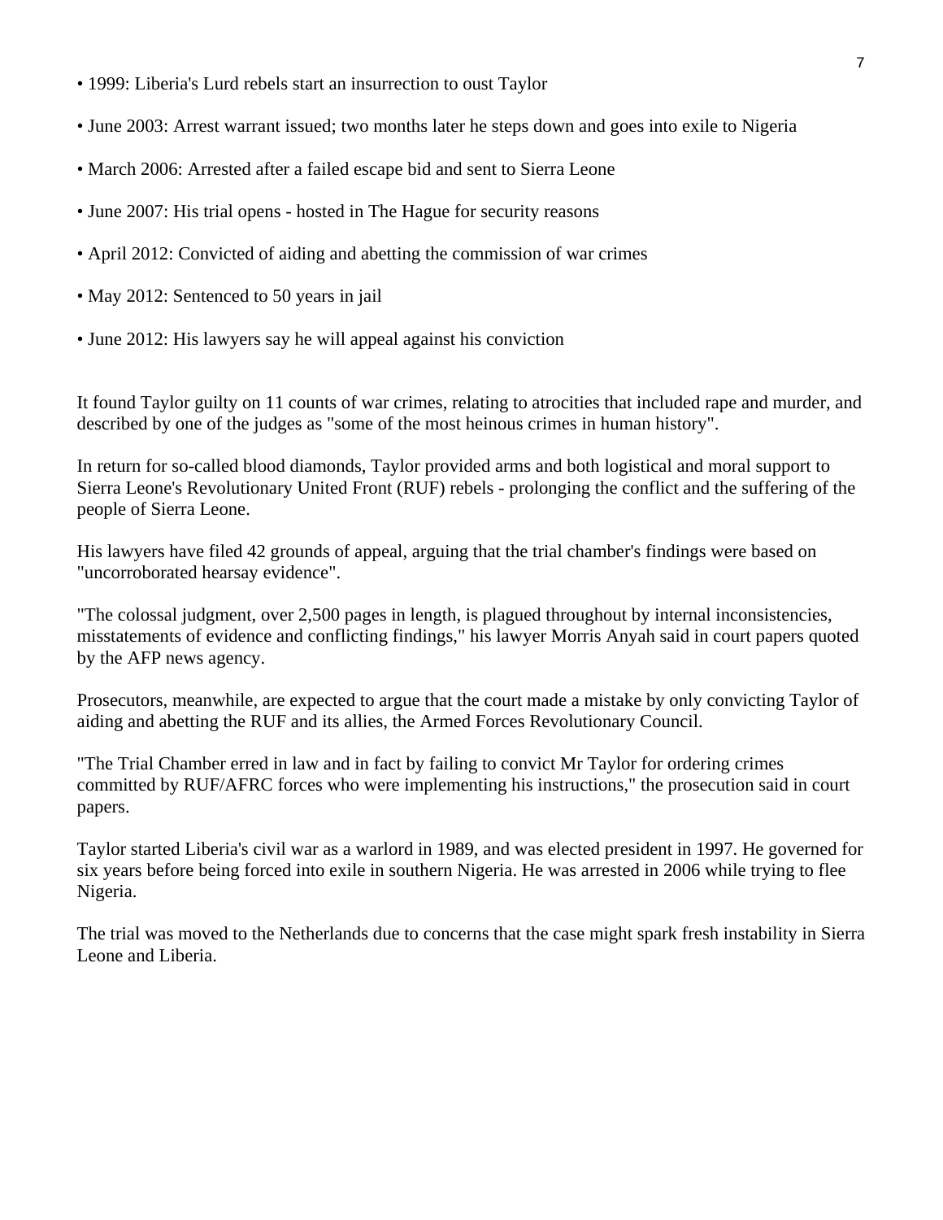- 1999: Liberia's Lurd rebels start an insurrection to oust Taylor
- June 2003: Arrest warrant issued; two months later he steps down and goes into exile to Nigeria
- March 2006: Arrested after a failed escape bid and sent to Sierra Leone
- June 2007: His trial opens - hosted in The Hague for security reasons
- April 2012: Convicted of aiding and abetting the commission of war crimes
- May 2012: Sentenced to 50 years in jail
- June 2012: His lawyers say he will appeal against his conviction

It found Taylor guilty on 11 counts of war crimes, relating to atrocities that included rape and murder, and described by one of the judges as "some of the most heinous crimes in human history".

In return for so-called blood diamonds, Taylor provided arms and both logistical and moral support to Sierra Leone's Revolutionary United Front (RUF) rebels - prolonging the conflict and the suffering of the people of Sierra Leone.

His lawyers have filed 42 grounds of appeal, arguing that the trial chamber's findings were based on "uncorroborated hearsay evidence".

"The colossal judgment, over 2,500 pages in length, is plagued throughout by internal inconsistencies, misstatements of evidence and conflicting findings," his lawyer Morris Anyah said in court papers quoted by the AFP news agency.

Prosecutors, meanwhile, are expected to argue that the court made a mistake by only convicting Taylor of aiding and abetting the RUF and its allies, the Armed Forces Revolutionary Council.

"The Trial Chamber erred in law and in fact by failing to convict Mr Taylor for ordering crimes committed by RUF/AFRC forces who were implementing his instructions," the prosecution said in court papers.

Taylor started Liberia's civil war as a warlord in 1989, and was elected president in 1997. He governed for six years before being forced into exile in southern Nigeria. He was arrested in 2006 while trying to flee Nigeria.

The trial was moved to the Netherlands due to concerns that the case might spark fresh instability in Sierra Leone and Liberia.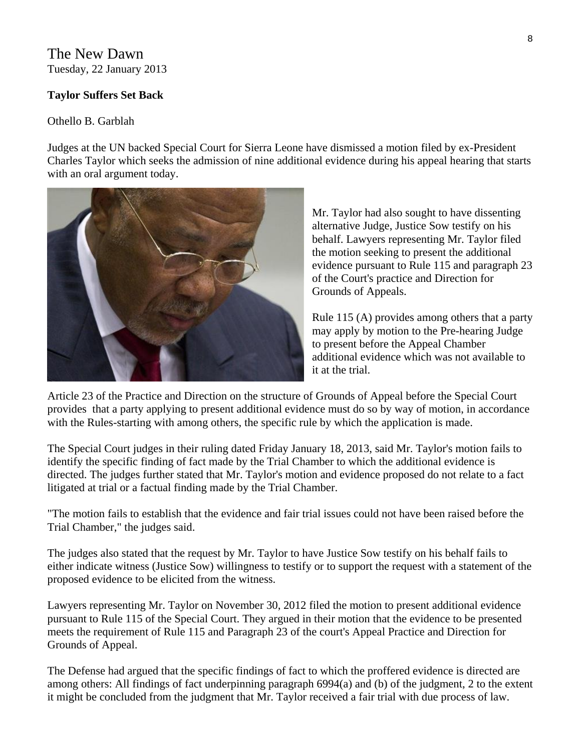The New Dawn
Tuesday, 22 January 2013

**Taylor Suffers Set Back**

Othello B. Garblah

Judges at the UN backed Special Court for Sierra Leone have dismissed a motion filed by ex-President Charles Taylor which seeks the admission of nine additional evidence during his appeal hearing that starts with an oral argument today.

Mr. Taylor had also sought to have dissenting alternative Judge, Justice Sow testify on his behalf. Lawyers representing Mr. Taylor filed the motion seeking to present the additional evidence pursuant to Rule 115 and paragraph 23 of the Court's practice and Direction for Grounds of Appeals.

Rule 115 (A) provides among others that a party may apply by motion to the Pre-hearing Judge to present before the Appeal Chamber additional evidence which was not available to it at the trial.

Article 23 of the Practice and Direction on the structure of Grounds of Appeal before the Special Court provides that a party applying to present additional evidence must do so by way of motion, in accordance with the Rules-starting with among others, the specific rule by which the application is made.

The Special Court judges in their ruling dated Friday January 18, 2013, said Mr. Taylor's motion fails to identify the specific finding of fact made by the Trial Chamber to which the additional evidence is directed. The judges further stated that Mr. Taylor's motion and evidence proposed do not relate to a fact litigated at trial or a factual finding made by the Trial Chamber.

"The motion fails to establish that the evidence and fair trial issues could not have been raised before the Trial Chamber," the judges said.

The judges also stated that the request by Mr. Taylor to have Justice Sow testify on his behalf fails to either indicate witness (Justice Sow) willingness to testify or to support the request with a statement of the proposed evidence to be elicited from the witness.

Lawyers representing Mr. Taylor on November 30, 2012 filed the motion to present additional evidence pursuant to Rule 115 of the Special Court. They argued in their motion that the evidence to be presented meets the requirement of Rule 115 and Paragraph 23 of the court's Appeal Practice and Direction for Grounds of Appeal.

The Defense had argued that the specific findings of fact to which the proffered evidence is directed are among others: All findings of fact underpinning paragraph 6994(a) and (b) of the judgment, 2 to the extent it might be concluded from the judgment that Mr. Taylor received a fair trial with due process of law.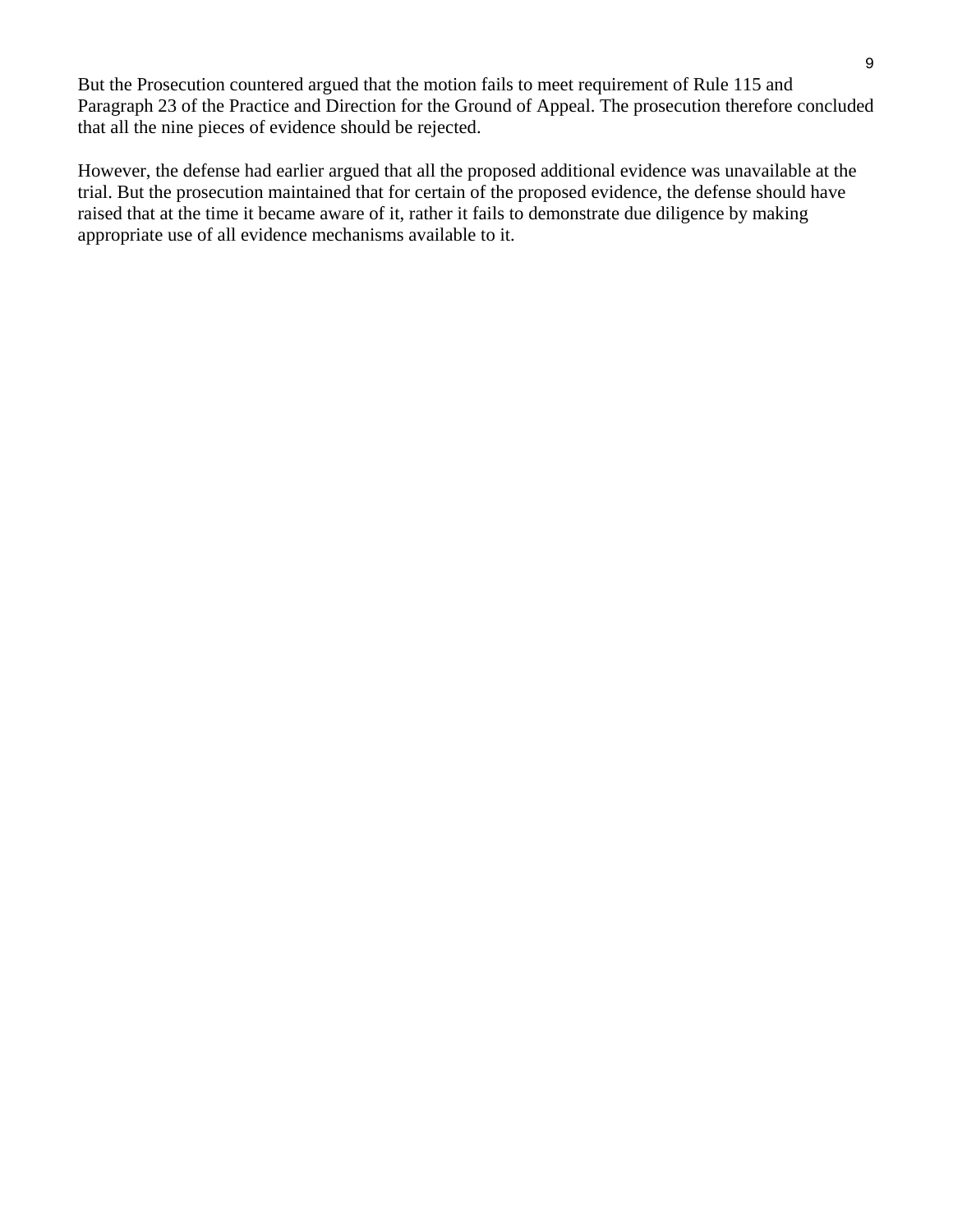But the Prosecution countered argued that the motion fails to meet requirement of Rule 115 and Paragraph 23 of the Practice and Direction for the Ground of Appeal. The prosecution therefore concluded that all the nine pieces of evidence should be rejected.

However, the defense had earlier argued that all the proposed additional evidence was unavailable at the trial. But the prosecution maintained that for certain of the proposed evidence, the defense should have raised that at the time it became aware of it, rather it fails to demonstrate due diligence by making appropriate use of all evidence mechanisms available to it.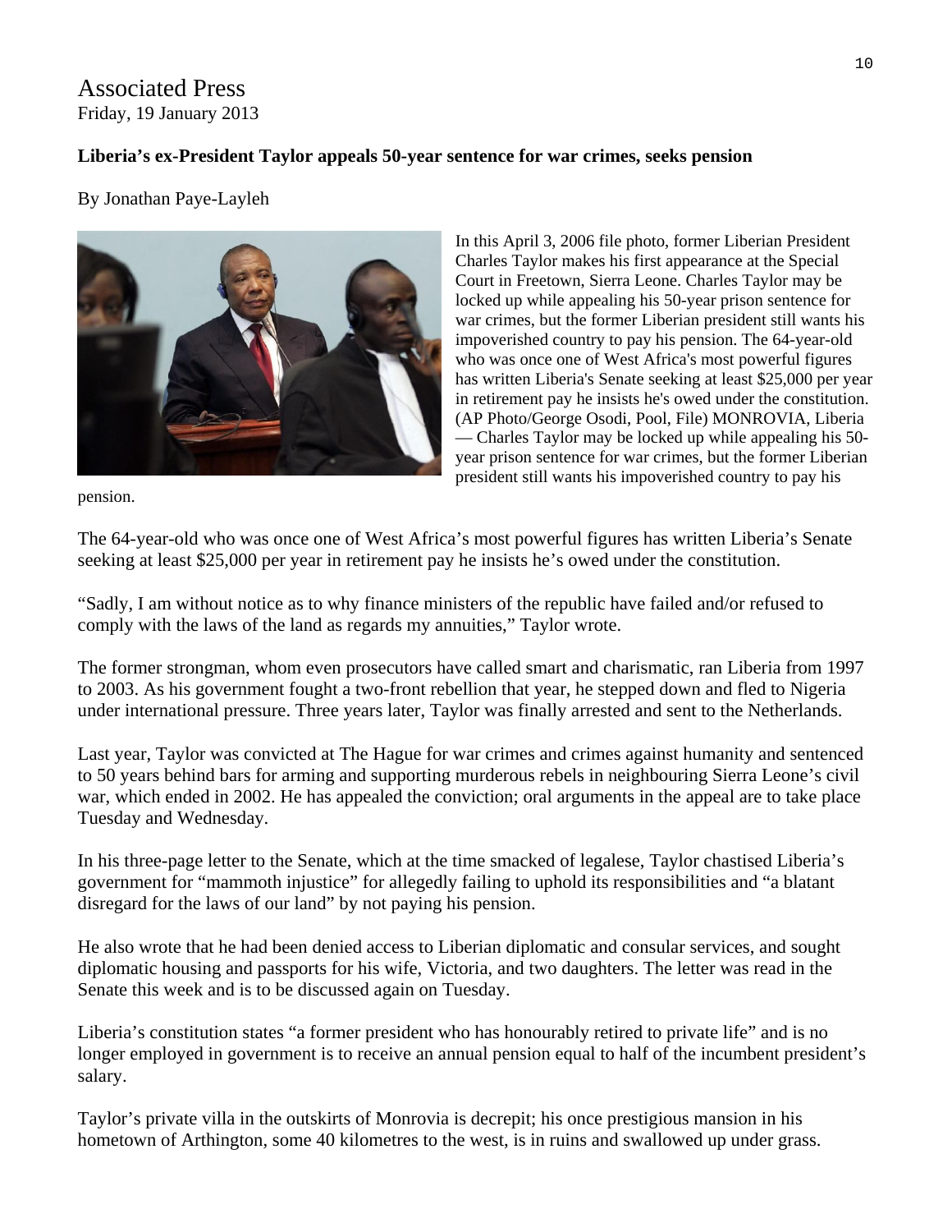# Associated Press

Friday, 19 January 2013

**Liberia's ex-President Taylor appeals 50-year sentence for war crimes, seeks pension**

By Jonathan Paye-Layleh

In this April 3, 2006 file photo, former Liberian President Charles Taylor makes his first appearance at the Special Court in Freetown, Sierra Leone. Charles Taylor may be locked up while appealing his 50-year prison sentence for war crimes, but the former Liberian president still wants his impoverished country to pay his pension. The 64-year-old who was once one of West Africa's most powerful figures has written Liberia's Senate seeking at least $25,000 per year in retirement pay he insists he's owed under the constitution. (AP Photo/George Osodi, Pool, File) MONROVIA, Liberia — Charles Taylor may be locked up while appealing his 50-year prison sentence for war crimes, but the former Liberian president still wants his impoverished country to pay his pension.

The 64-year-old who was once one of West Africa's most powerful figures has written Liberia's Senate seeking at least $25,000 per year in retirement pay he insists he's owed under the constitution.

"Sadly, I am without notice as to why finance ministers of the republic have failed and/or refused to comply with the laws of the land as regards my annuities," Taylor wrote.

The former strongman, whom even prosecutors have called smart and charismatic, ran Liberia from 1997 to 2003. As his government fought a two-front rebellion that year, he stepped down and fled to Nigeria under international pressure. Three years later, Taylor was finally arrested and sent to the Netherlands.

Last year, Taylor was convicted at The Hague for war crimes and crimes against humanity and sentenced to 50 years behind bars for arming and supporting murderous rebels in neighbouring Sierra Leone's civil war, which ended in 2002. He has appealed the conviction; oral arguments in the appeal are to take place Tuesday and Wednesday.

In his three-page letter to the Senate, which at the time smacked of legalese, Taylor chastised Liberia's government for "mammoth injustice" for allegedly failing to uphold its responsibilities and "a blatant disregard for the laws of our land" by not paying his pension.

He also wrote that he had been denied access to Liberian diplomatic and consular services, and sought diplomatic housing and passports for his wife, Victoria, and two daughters. The letter was read in the Senate this week and is to be discussed again on Tuesday.

Liberia's constitution states "a former president who has honourably retired to private life" and is no longer employed in government is to receive an annual pension equal to half of the incumbent president's salary.

Taylor's private villa in the outskirts of Monrovia is decrepit; his once prestigious mansion in his hometown of Arthington, some 40 kilometres to the west, is in ruins and swallowed up under grass.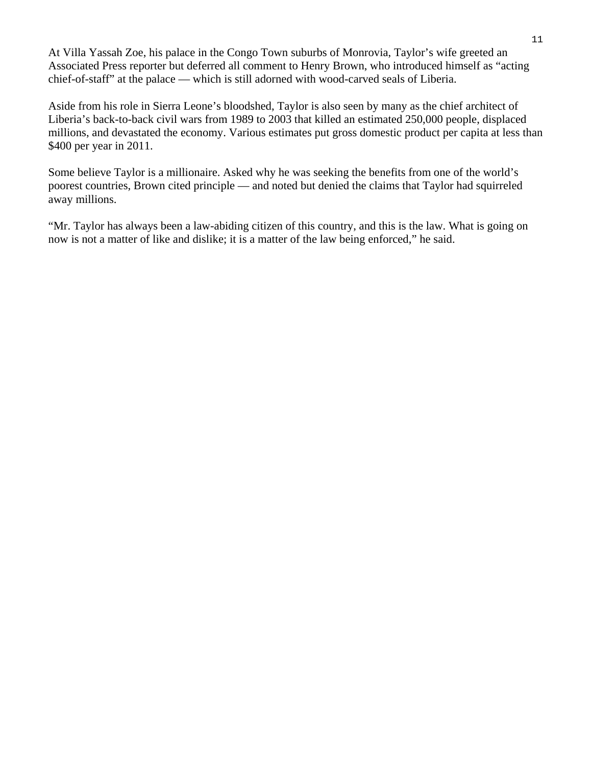At Villa Yassah Zoe, his palace in the Congo Town suburbs of Monrovia, Taylor's wife greeted an Associated Press reporter but deferred all comment to Henry Brown, who introduced himself as "acting chief-of-staff" at the palace — which is still adorned with wood-carved seals of Liberia.

Aside from his role in Sierra Leone's bloodshed, Taylor is also seen by many as the chief architect of Liberia's back-to-back civil wars from 1989 to 2003 that killed an estimated 250,000 people, displaced millions, and devastated the economy. Various estimates put gross domestic product per capita at less than $400 per year in 2011.

Some believe Taylor is a millionaire. Asked why he was seeking the benefits from one of the world's poorest countries, Brown cited principle — and noted but denied the claims that Taylor had squirreled away millions.

"Mr. Taylor has always been a law-abiding citizen of this country, and this is the law. What is going on now is not a matter of like and dislike; it is a matter of the law being enforced," he said.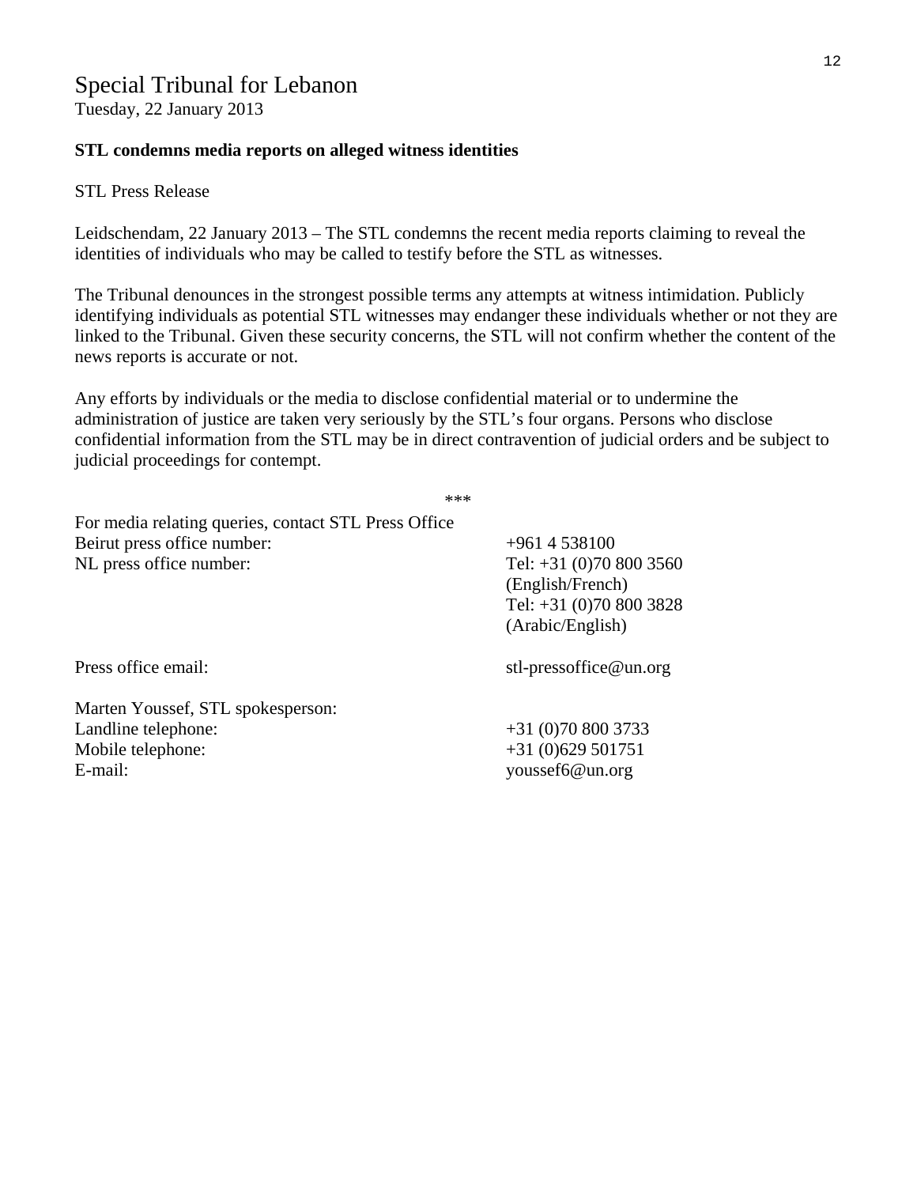# Special Tribunal for Lebanon

Tuesday, 22 January 2013

**STL condemns media reports on alleged witness identities**

STL Press Release

Leidschendam, 22 January 2013 – The STL condemns the recent media reports claiming to reveal the identities of individuals who may be called to testify before the STL as witnesses.

The Tribunal denounces in the strongest possible terms any attempts at witness intimidation. Publicly identifying individuals as potential STL witnesses may endanger these individuals whether or not they are linked to the Tribunal. Given these security concerns, the STL will not confirm whether the content of the news reports is accurate or not.

Any efforts by individuals or the media to disclose confidential material or to undermine the administration of justice are taken very seriously by the STL's four organs. Persons who disclose confidential information from the STL may be in direct contravention of judicial orders and be subject to judicial proceedings for contempt.

***

For media relating queries, contact STL Press Office

| | |
|---|---|
| Beirut press office number: | +961 4 538100 |
| NL press office number: | Tel: +31 (0)70 800 3560 (English/French) Tel: +31 (0)70 800 3828 (Arabic/English) |
| Press office email: | stl-pressoffice@un.org |

Marten Youssef, STL spokesperson:

| | |
|---|---|
| Landline telephone: | +31 (0)70 800 3733 |
| Mobile telephone: | +31 (0)629 501751 |
| E-mail: | youssef6@un.org |